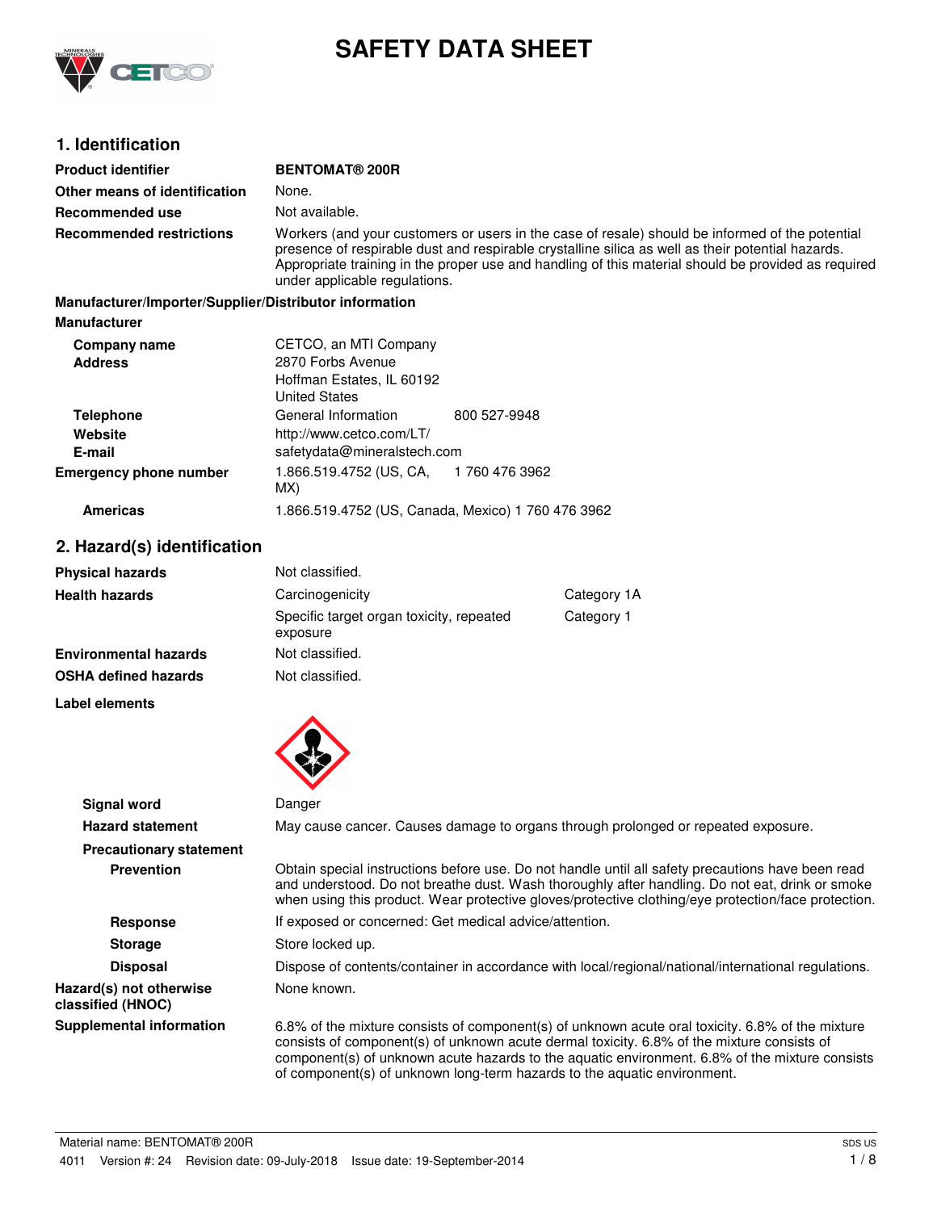# SAFETY DATA SHEET

## 1. Identification

| | |
|---|---|
| **Product identifier** | **BENTOMAT® 200R** |
| **Other means of identification** | None. |
| **Recommended use** | Not available. |
| **Recommended restrictions** | Workers (and your customers or users in the case of resale) should be informed of the potential presence of respirable dust and respirable crystalline silica as well as their potential hazards. Appropriate training in the proper use and handling of this material should be provided as required under applicable regulations. |

**Manufacturer/Importer/Supplier/Distributor information**

**Manufacturer**

| | | |
|---|---|---|
| **Company name** | CETCO, an MTI Company | |
| **Address** | 2870 Forbs Avenue<br>Hoffman Estates, IL 60192<br>United States | |
| **Telephone** | General Information | 800 527-9948 |
| **Website** | http://www.cetco.com/LT/ | |
| **E-mail** | safetydata@mineralstech.com | |
| **Emergency phone number** | 1.866.519.4752 (US, CA, MX) | 1 760 476 3962 |
| **Americas** | 1.866.519.4752 (US, Canada, Mexico) 1 760 476 3962 | |

## 2. Hazard(s) identification

| | | |
|---|---|---|
| **Physical hazards** | Not classified. | |
| **Health hazards** | Carcinogenicity | Category 1A |
| | Specific target organ toxicity, repeated exposure | Category 1 |
| **Environmental hazards** | Not classified. | |
| **OSHA defined hazards** | Not classified. | |

**Label elements**

| | |
|---|---|
| **Signal word** | Danger |
| **Hazard statement** | May cause cancer. Causes damage to organs through prolonged or repeated exposure. |

**Precautionary statement**

| | |
|---|---|
| **Prevention** | Obtain special instructions before use. Do not handle until all safety precautions have been read and understood. Do not breathe dust. Wash thoroughly after handling. Do not eat, drink or smoke when using this product. Wear protective gloves/protective clothing/eye protection/face protection. |
| **Response** | If exposed or concerned: Get medical advice/attention. |
| **Storage** | Store locked up. |
| **Disposal** | Dispose of contents/container in accordance with local/regional/national/international regulations. |
| **Hazard(s) not otherwise classified (HNOC)** | None known. |
| **Supplemental information** | 6.8% of the mixture consists of component(s) of unknown acute oral toxicity. 6.8% of the mixture consists of component(s) of unknown acute dermal toxicity. 6.8% of the mixture consists of component(s) of unknown acute hazards to the aquatic environment. 6.8% of the mixture consists of component(s) of unknown long-term hazards to the aquatic environment. |

Material name: BENTOMAT® 200R

4011 Version #: 24 Revision date: 09-July-2018 Issue date: 19-September-2014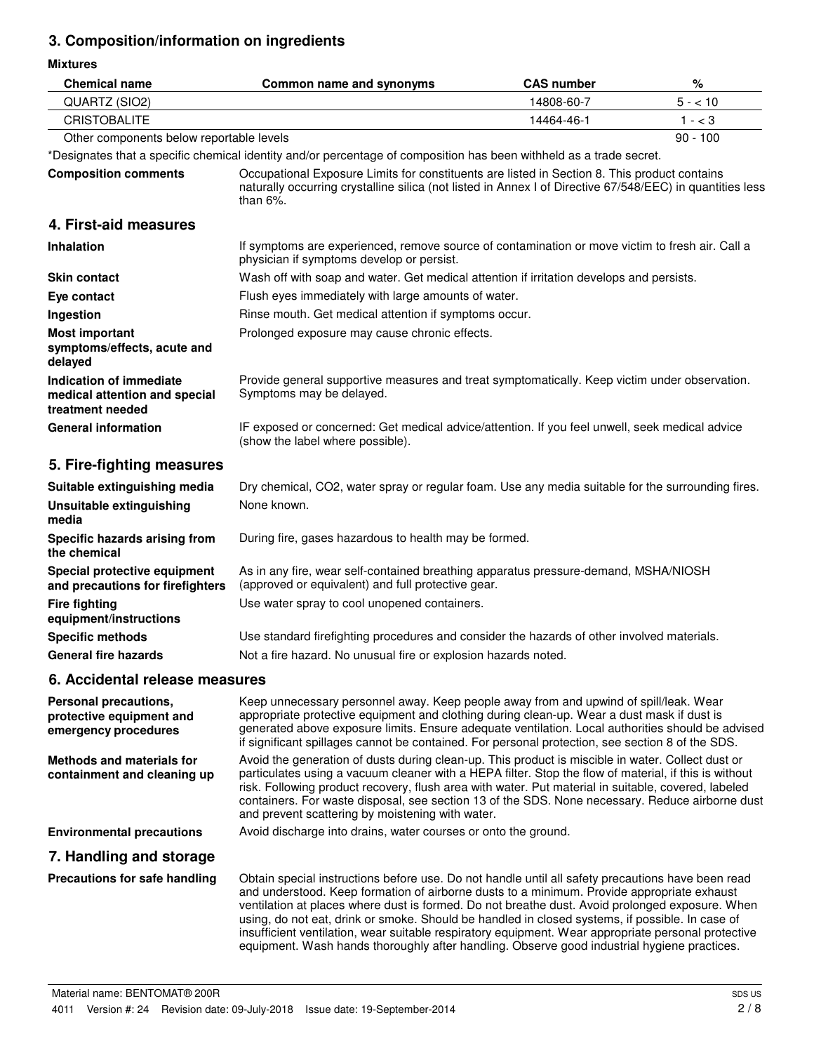## 3. Composition/information on ingredients

**Mixtures**

| Chemical name | Common name and synonyms | CAS number | % |
|---|---|---|---|
| QUARTZ (SIO2) | | 14808-60-7 | 5 - < 10 |
| CRISTOBALITE | | 14464-46-1 | 1 - < 3 |
| Other components below reportable levels | | | 90 - 100 |

*Designates that a specific chemical identity and/or percentage of composition has been withheld as a trade secret.

**Composition comments** Occupational Exposure Limits for constituents are listed in Section 8. This product contains naturally occurring crystalline silica (not listed in Annex I of Directive 67/548/EEC) in quantities less than 6%.

## 4. First-aid measures

**Inhalation** If symptoms are experienced, remove source of contamination or move victim to fresh air. Call a physician if symptoms develop or persist.

**Skin contact** Wash off with soap and water. Get medical attention if irritation develops and persists.

**Eye contact** Flush eyes immediately with large amounts of water.

**Ingestion** Rinse mouth. Get medical attention if symptoms occur.

**Most important symptoms/effects, acute and delayed** Prolonged exposure may cause chronic effects.

**Indication of immediate medical attention and special treatment needed** Provide general supportive measures and treat symptomatically. Keep victim under observation. Symptoms may be delayed.

**General information** IF exposed or concerned: Get medical advice/attention. If you feel unwell, seek medical advice (show the label where possible).

## 5. Fire-fighting measures

**Suitable extinguishing media** Dry chemical, CO2, water spray or regular foam. Use any media suitable for the surrounding fires.

**Unsuitable extinguishing media** None known.

**Specific hazards arising from the chemical** During fire, gases hazardous to health may be formed.

**Special protective equipment and precautions for firefighters** As in any fire, wear self-contained breathing apparatus pressure-demand, MSHA/NIOSH (approved or equivalent) and full protective gear.

**Fire fighting equipment/instructions** Use water spray to cool unopened containers.

**Specific methods** Use standard firefighting procedures and consider the hazards of other involved materials.

**General fire hazards** Not a fire hazard. No unusual fire or explosion hazards noted.

## 6. Accidental release measures

**Personal precautions, protective equipment and emergency procedures** Keep unnecessary personnel away. Keep people away from and upwind of spill/leak. Wear appropriate protective equipment and clothing during clean-up. Wear a dust mask if dust is generated above exposure limits. Ensure adequate ventilation. Local authorities should be advised if significant spillages cannot be contained. For personal protection, see section 8 of the SDS.

**Methods and materials for containment and cleaning up** Avoid the generation of dusts during clean-up. This product is miscible in water. Collect dust or particulates using a vacuum cleaner with a HEPA filter. Stop the flow of material, if this is without risk. Following product recovery, flush area with water. Put material in suitable, covered, labeled containers. For waste disposal, see section 13 of the SDS. None necessary. Reduce airborne dust and prevent scattering by moistening with water.

**Environmental precautions** Avoid discharge into drains, water courses or onto the ground.

## 7. Handling and storage

**Precautions for safe handling** Obtain special instructions before use. Do not handle until all safety precautions have been read and understood. Keep formation of airborne dusts to a minimum. Provide appropriate exhaust ventilation at places where dust is formed. Do not breathe dust. Avoid prolonged exposure. When using, do not eat, drink or smoke. Should be handled in closed systems, if possible. In case of insufficient ventilation, wear suitable respiratory equipment. Wear appropriate personal protective equipment. Wash hands thoroughly after handling. Observe good industrial hygiene practices.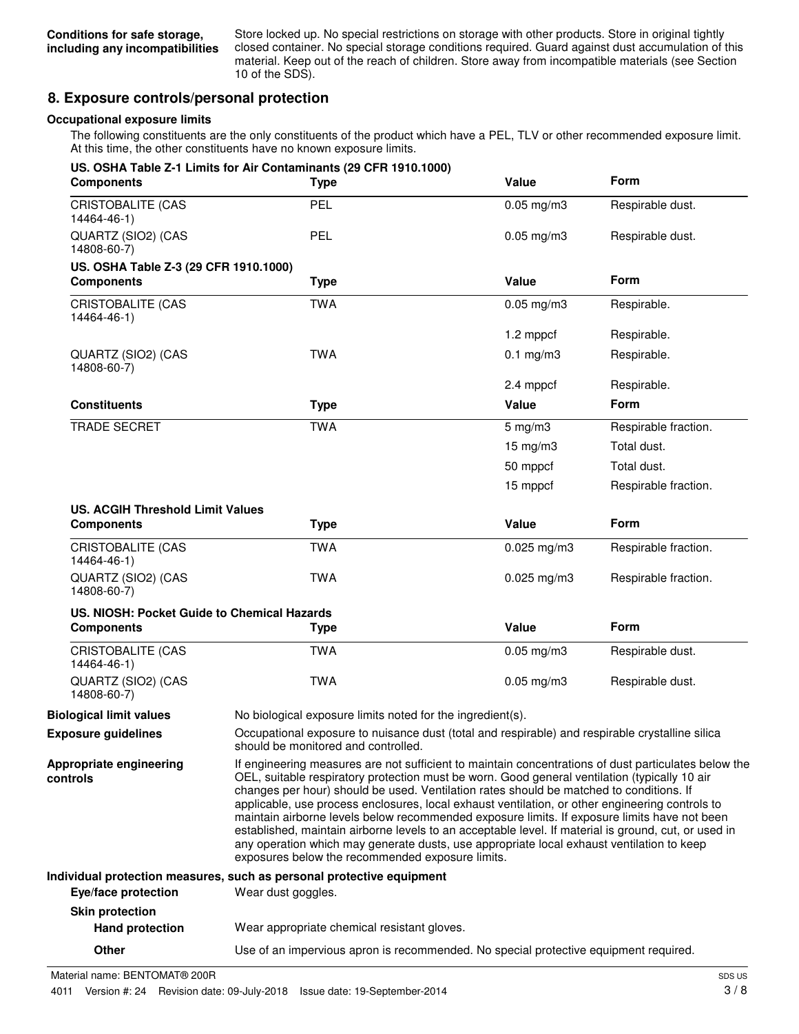**Conditions for safe storage, including any incompatibilities**
Store locked up. No special restrictions on storage with other products. Store in original tightly closed container. No special storage conditions required. Guard against dust accumulation of this material. Keep out of the reach of children. Store away from incompatible materials (see Section 10 of the SDS).

## 8. Exposure controls/personal protection

### Occupational exposure limits

The following constituents are the only constituents of the product which have a PEL, TLV or other recommended exposure limit. At this time, the other constituents have no known exposure limits.

**US. OSHA Table Z-1 Limits for Air Contaminants (29 CFR 1910.1000)**

| Components | Type | Value | Form |
|---|---|---|---|
| CRISTOBALITE (CAS 14464-46-1) | PEL | 0.05 mg/m3 | Respirable dust. |
| QUARTZ (SIO2) (CAS 14808-60-7) | PEL | 0.05 mg/m3 | Respirable dust. |

**US. OSHA Table Z-3 (29 CFR 1910.1000)**

| Components | Type | Value | Form |
|---|---|---|---|
| CRISTOBALITE (CAS 14464-46-1) | TWA | 0.05 mg/m3 | Respirable. |
| | | 1.2 mppcf | Respirable. |
| QUARTZ (SIO2) (CAS 14808-60-7) | TWA | 0.1 mg/m3 | Respirable. |
| | | 2.4 mppcf | Respirable. |

| Constituents | Type | Value | Form |
|---|---|---|---|
| TRADE SECRET | TWA | 5 mg/m3 | Respirable fraction. |
| | | 15 mg/m3 | Total dust. |
| | | 50 mppcf | Total dust. |
| | | 15 mppcf | Respirable fraction. |

**US. ACGIH Threshold Limit Values**

| Components | Type | Value | Form |
|---|---|---|---|
| CRISTOBALITE (CAS 14464-46-1) | TWA | 0.025 mg/m3 | Respirable fraction. |
| QUARTZ (SIO2) (CAS 14808-60-7) | TWA | 0.025 mg/m3 | Respirable fraction. |

**US. NIOSH: Pocket Guide to Chemical Hazards**

| Components | Type | Value | Form |
|---|---|---|---|
| CRISTOBALITE (CAS 14464-46-1) | TWA | 0.05 mg/m3 | Respirable dust. |
| QUARTZ (SIO2) (CAS 14808-60-7) | TWA | 0.05 mg/m3 | Respirable dust. |

**Biological limit values**
No biological exposure limits noted for the ingredient(s).

**Exposure guidelines**
Occupational exposure to nuisance dust (total and respirable) and respirable crystalline silica should be monitored and controlled.

**Appropriate engineering controls**
If engineering measures are not sufficient to maintain concentrations of dust particulates below the OEL, suitable respiratory protection must be worn. Good general ventilation (typically 10 air changes per hour) should be used. Ventilation rates should be matched to conditions. If applicable, use process enclosures, local exhaust ventilation, or other engineering controls to maintain airborne levels below recommended exposure limits. If exposure limits have not been established, maintain airborne levels to an acceptable level. If material is ground, cut, or used in any operation which may generate dusts, use appropriate local exhaust ventilation to keep exposures below the recommended exposure limits.

### Individual protection measures, such as personal protective equipment

**Eye/face protection**
Wear dust goggles.

**Skin protection**

**Hand protection**
Wear appropriate chemical resistant gloves.

**Other**
Use of an impervious apron is recommended. No special protective equipment required.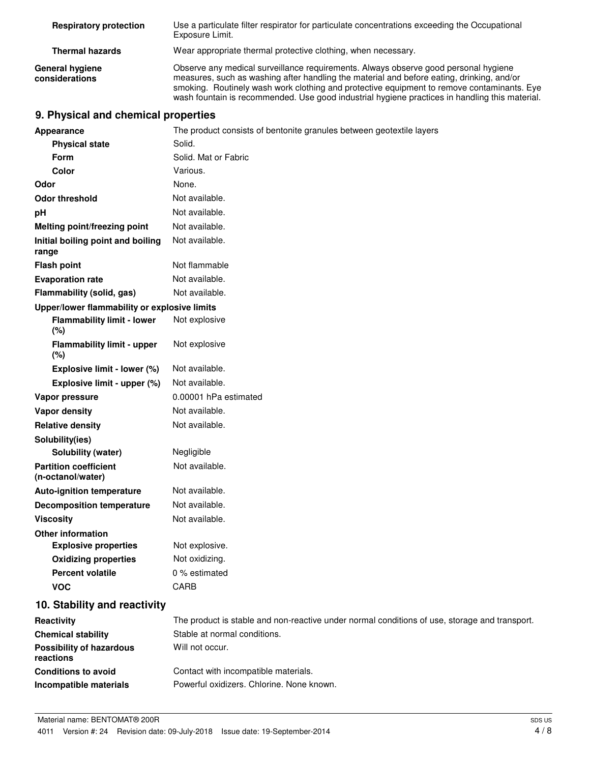| | |
|---|---|
| **Respiratory protection** | Use a particulate filter respirator for particulate concentrations exceeding the Occupational Exposure Limit. |
| **Thermal hazards** | Wear appropriate thermal protective clothing, when necessary. |
| **General hygiene considerations** | Observe any medical surveillance requirements. Always observe good personal hygiene measures, such as washing after handling the material and before eating, drinking, and/or smoking. Routinely wash work clothing and protective equipment to remove contaminants. Eye wash fountain is recommended. Use good industrial hygiene practices in handling this material. |

## 9. Physical and chemical properties

| | |
|---|---|
| **Appearance** | The product consists of bentonite granules between geotextile layers |
| **Physical state** | Solid. |
| **Form** | Solid. Mat or Fabric |
| **Color** | Various. |
| **Odor** | None. |
| **Odor threshold** | Not available. |
| **pH** | Not available. |
| **Melting point/freezing point** | Not available. |
| **Initial boiling point and boiling range** | Not available. |
| **Flash point** | Not flammable |
| **Evaporation rate** | Not available. |
| **Flammability (solid, gas)** | Not available. |
| **Upper/lower flammability or explosive limits** | |
| **Flammability limit - lower (%)** | Not explosive |
| **Flammability limit - upper (%)** | Not explosive |
| **Explosive limit - lower (%)** | Not available. |
| **Explosive limit - upper (%)** | Not available. |
| **Vapor pressure** | 0.00001 hPa estimated |
| **Vapor density** | Not available. |
| **Relative density** | Not available. |
| **Solubility(ies)** | |
| **Solubility (water)** | Negligible |
| **Partition coefficient (n-octanol/water)** | Not available. |
| **Auto-ignition temperature** | Not available. |
| **Decomposition temperature** | Not available. |
| **Viscosity** | Not available. |
| **Other information** | |
| **Explosive properties** | Not explosive. |
| **Oxidizing properties** | Not oxidizing. |
| **Percent volatile** | 0 % estimated |
| **VOC** | CARB |

## 10. Stability and reactivity

| | |
|---|---|
| **Reactivity** | The product is stable and non-reactive under normal conditions of use, storage and transport. |
| **Chemical stability** | Stable at normal conditions. |
| **Possibility of hazardous reactions** | Will not occur. |
| **Conditions to avoid** | Contact with incompatible materials. |
| **Incompatible materials** | Powerful oxidizers. Chlorine. None known. |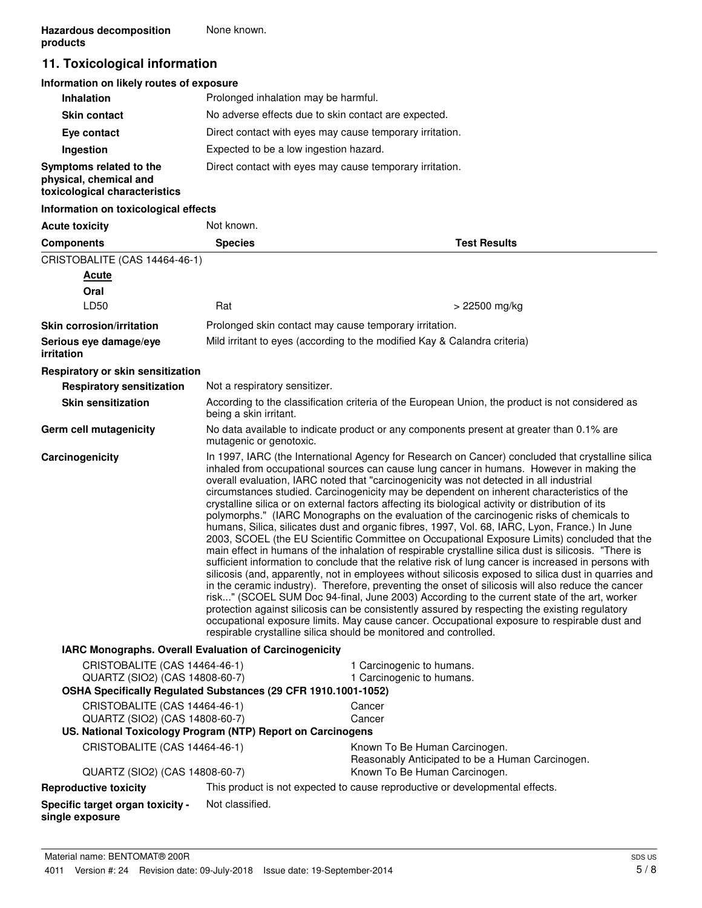**Hazardous decomposition products** None known.

## 11. Toxicological information

### Information on likely routes of exposure

| | |
|---|---|
| **Inhalation** | Prolonged inhalation may be harmful. |
| **Skin contact** | No adverse effects due to skin contact are expected. |
| **Eye contact** | Direct contact with eyes may cause temporary irritation. |
| **Ingestion** | Expected to be a low ingestion hazard. |
| **Symptoms related to the physical, chemical and toxicological characteristics** | Direct contact with eyes may cause temporary irritation. |

### Information on toxicological effects

**Acute toxicity** Not known.

| Components | Species | Test Results |
|---|---|---|
| CRISTOBALITE (CAS 14464-46-1) | | |
| **Acute** | | |
| **Oral** | | |
| LD50 | Rat | > 22500 mg/kg |

| | |
|---|---|
| **Skin corrosion/irritation** | Prolonged skin contact may cause temporary irritation. |
| **Serious eye damage/eye irritation** | Mild irritant to eyes (according to the modified Kay & Calandra criteria) |

**Respiratory or skin sensitization**

| | |
|---|---|
| **Respiratory sensitization** | Not a respiratory sensitizer. |
| **Skin sensitization** | According to the classification criteria of the European Union, the product is not considered as being a skin irritant. |
| **Germ cell mutagenicity** | No data available to indicate product or any components present at greater than 0.1% are mutagenic or genotoxic. |

**Carcinogenicity** In 1997, IARC (the International Agency for Research on Cancer) concluded that crystalline silica inhaled from occupational sources can cause lung cancer in humans. However in making the overall evaluation, IARC noted that "carcinogenicity was not detected in all industrial circumstances studied. Carcinogenicity may be dependent on inherent characteristics of the crystalline silica or on external factors affecting its biological activity or distribution of its polymorphs." (IARC Monographs on the evaluation of the carcinogenic risks of chemicals to humans, Silica, silicates dust and organic fibres, 1997, Vol. 68, IARC, Lyon, France.) In June 2003, SCOEL (the EU Scientific Committee on Occupational Exposure Limits) concluded that the main effect in humans of the inhalation of respirable crystalline silica dust is silicosis. "There is sufficient information to conclude that the relative risk of lung cancer is increased in persons with silicosis (and, apparently, not in employees without silicosis exposed to silica dust in quarries and in the ceramic industry). Therefore, preventing the onset of silicosis will also reduce the cancer risk..." (SCOEL SUM Doc 94-final, June 2003) According to the current state of the art, worker protection against silicosis can be consistently assured by respecting the existing regulatory occupational exposure limits. May cause cancer. Occupational exposure to respirable dust and respirable crystalline silica should be monitored and controlled.

**IARC Monographs. Overall Evaluation of Carcinogenicity**

| | |
|---|---|
| CRISTOBALITE (CAS 14464-46-1) | 1 Carcinogenic to humans. |
| QUARTZ (SIO2) (CAS 14808-60-7) | 1 Carcinogenic to humans. |

**OSHA Specifically Regulated Substances (29 CFR 1910.1001-1052)**

| | |
|---|---|
| CRISTOBALITE (CAS 14464-46-1) | Cancer |
| QUARTZ (SIO2) (CAS 14808-60-7) | Cancer |

**US. National Toxicology Program (NTP) Report on Carcinogens**

| | |
|---|---|
| CRISTOBALITE (CAS 14464-46-1) | Known To Be Human Carcinogen. Reasonably Anticipated to be a Human Carcinogen. |
| QUARTZ (SIO2) (CAS 14808-60-7) | Known To Be Human Carcinogen. |

| | |
|---|---|
| **Reproductive toxicity** | This product is not expected to cause reproductive or developmental effects. |
| **Specific target organ toxicity - single exposure** | Not classified. |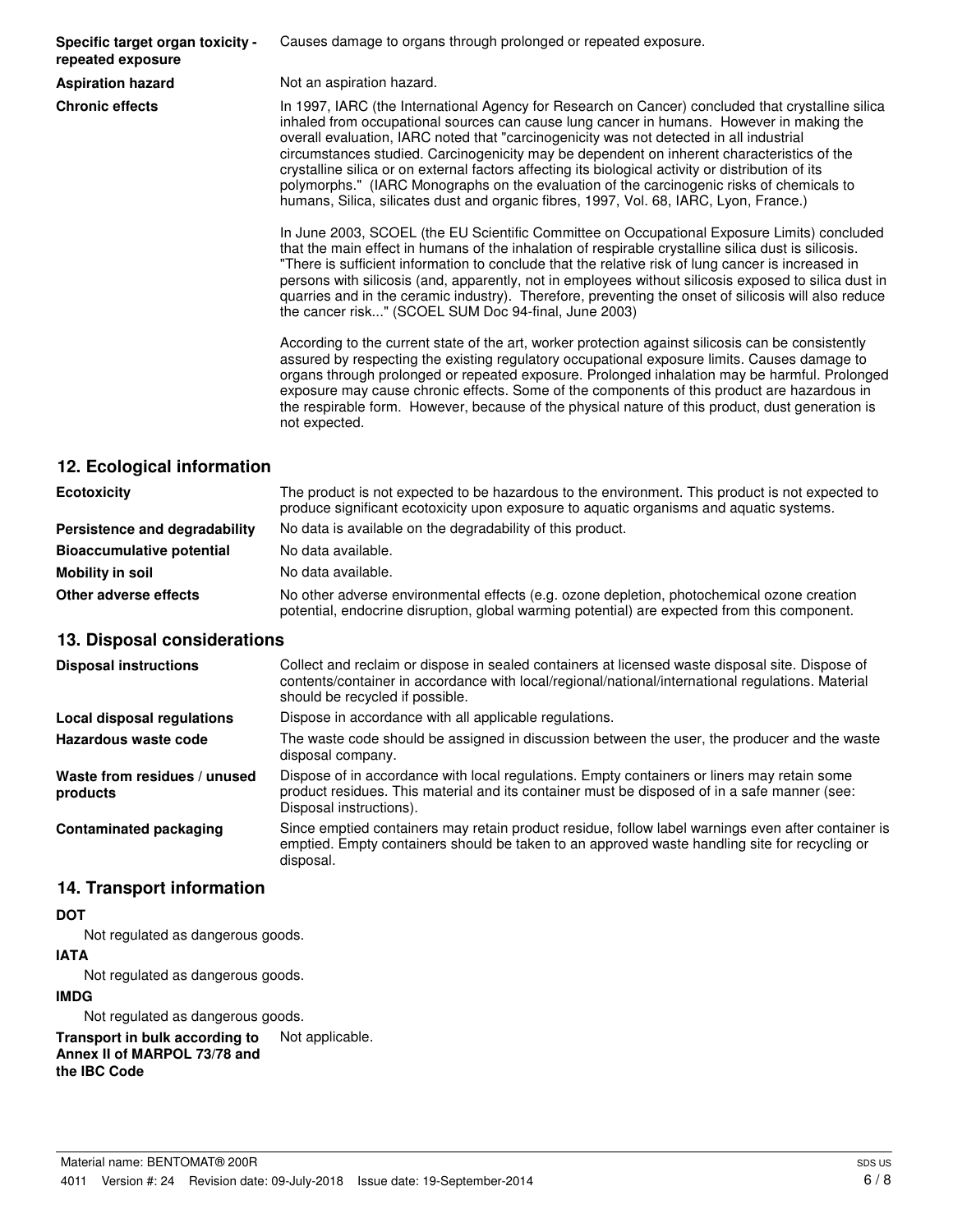**Specific target organ toxicity - repeated exposure** Causes damage to organs through prolonged or repeated exposure.

**Aspiration hazard** Not an aspiration hazard.

**Chronic effects** In 1997, IARC (the International Agency for Research on Cancer) concluded that crystalline silica inhaled from occupational sources can cause lung cancer in humans. However in making the overall evaluation, IARC noted that "carcinogenicity was not detected in all industrial circumstances studied. Carcinogenicity may be dependent on inherent characteristics of the crystalline silica or on external factors affecting its biological activity or distribution of its polymorphs." (IARC Monographs on the evaluation of the carcinogenic risks of chemicals to humans, Silica, silicates dust and organic fibres, 1997, Vol. 68, IARC, Lyon, France.)

In June 2003, SCOEL (the EU Scientific Committee on Occupational Exposure Limits) concluded that the main effect in humans of the inhalation of respirable crystalline silica dust is silicosis. "There is sufficient information to conclude that the relative risk of lung cancer is increased in persons with silicosis (and, apparently, not in employees without silicosis exposed to silica dust in quarries and in the ceramic industry). Therefore, preventing the onset of silicosis will also reduce the cancer risk..." (SCOEL SUM Doc 94-final, June 2003)

According to the current state of the art, worker protection against silicosis can be consistently assured by respecting the existing regulatory occupational exposure limits. Causes damage to organs through prolonged or repeated exposure. Prolonged inhalation may be harmful. Prolonged exposure may cause chronic effects. Some of the components of this product are hazardous in the respirable form. However, because of the physical nature of this product, dust generation is not expected.

## 12. Ecological information

**Ecotoxicity** The product is not expected to be hazardous to the environment. This product is not expected to produce significant ecotoxicity upon exposure to aquatic organisms and aquatic systems.

**Persistence and degradability** No data is available on the degradability of this product.

**Bioaccumulative potential** No data available.

**Mobility in soil** No data available.

**Other adverse effects** No other adverse environmental effects (e.g. ozone depletion, photochemical ozone creation potential, endocrine disruption, global warming potential) are expected from this component.

## 13. Disposal considerations

**Disposal instructions** Collect and reclaim or dispose in sealed containers at licensed waste disposal site. Dispose of contents/container in accordance with local/regional/national/international regulations. Material should be recycled if possible.

**Local disposal regulations** Dispose in accordance with all applicable regulations.

**Hazardous waste code** The waste code should be assigned in discussion between the user, the producer and the waste disposal company.

**Waste from residues / unused products** Dispose of in accordance with local regulations. Empty containers or liners may retain some product residues. This material and its container must be disposed of in a safe manner (see: Disposal instructions).

**Contaminated packaging** Since emptied containers may retain product residue, follow label warnings even after container is emptied. Empty containers should be taken to an approved waste handling site for recycling or disposal.

## 14. Transport information

**DOT**

Not regulated as dangerous goods.

**IATA**

Not regulated as dangerous goods.

**IMDG**

Not regulated as dangerous goods.

**Transport in bulk according to Annex II of MARPOL 73/78 and the IBC Code** Not applicable.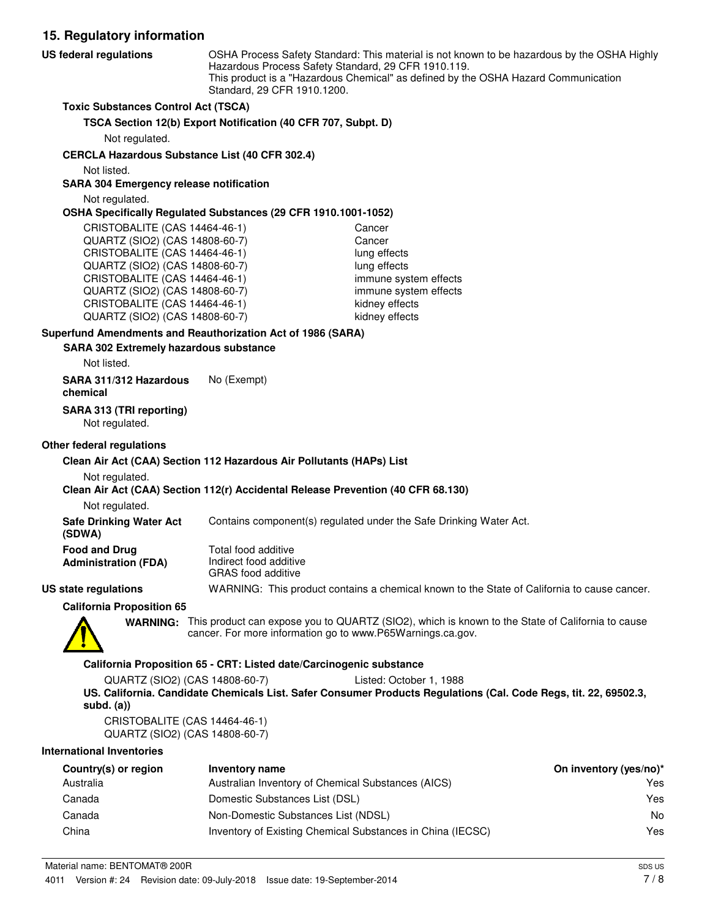## 15. Regulatory information

**US federal regulations** — OSHA Process Safety Standard: This material is not known to be hazardous by the OSHA Highly Hazardous Process Safety Standard, 29 CFR 1910.119.
This product is a "Hazardous Chemical" as defined by the OSHA Hazard Communication Standard, 29 CFR 1910.1200.

**Toxic Substances Control Act (TSCA)**

**TSCA Section 12(b) Export Notification (40 CFR 707, Subpt. D)**

Not regulated.

**CERCLA Hazardous Substance List (40 CFR 302.4)**

Not listed.

**SARA 304 Emergency release notification**

Not regulated.

**OSHA Specifically Regulated Substances (29 CFR 1910.1001-1052)**

| | |
|---|---|
| CRISTOBALITE (CAS 14464-46-1) | Cancer |
| QUARTZ (SIO2) (CAS 14808-60-7) | Cancer |
| CRISTOBALITE (CAS 14464-46-1) | lung effects |
| QUARTZ (SIO2) (CAS 14808-60-7) | lung effects |
| CRISTOBALITE (CAS 14464-46-1) | immune system effects |
| QUARTZ (SIO2) (CAS 14808-60-7) | immune system effects |
| CRISTOBALITE (CAS 14464-46-1) | kidney effects |
| QUARTZ (SIO2) (CAS 14808-60-7) | kidney effects |

**Superfund Amendments and Reauthorization Act of 1986 (SARA)**

**SARA 302 Extremely hazardous substance**

Not listed.

**SARA 311/312 Hazardous chemical** — No (Exempt)

**SARA 313 (TRI reporting)**

Not regulated.

**Other federal regulations**

**Clean Air Act (CAA) Section 112 Hazardous Air Pollutants (HAPs) List**

Not regulated.

**Clean Air Act (CAA) Section 112(r) Accidental Release Prevention (40 CFR 68.130)**

Not regulated.

**Safe Drinking Water Act (SDWA)** — Contains component(s) regulated under the Safe Drinking Water Act.

**Food and Drug Administration (FDA)** — Total food additive
Indirect food additive
GRAS food additive

**US state regulations** — WARNING: This product contains a chemical known to the State of California to cause cancer.

**California Proposition 65**

**WARNING:** This product can expose you to QUARTZ (SIO2), which is known to the State of California to cause cancer. For more information go to www.P65Warnings.ca.gov.

**California Proposition 65 - CRT: Listed date/Carcinogenic substance**

QUARTZ (SIO2) (CAS 14808-60-7) — Listed: October 1, 1988

**US. California. Candidate Chemicals List. Safer Consumer Products Regulations (Cal. Code Regs, tit. 22, 69502.3, subd. (a))**

CRISTOBALITE (CAS 14464-46-1)
QUARTZ (SIO2) (CAS 14808-60-7)

**International Inventories**

| Country(s) or region | Inventory name | On inventory (yes/no)* |
|---|---|---|
| Australia | Australian Inventory of Chemical Substances (AICS) | Yes |
| Canada | Domestic Substances List (DSL) | Yes |
| Canada | Non-Domestic Substances List (NDSL) | No |
| China | Inventory of Existing Chemical Substances in China (IECSC) | Yes |

Material name: BENTOMAT® 200R
4011 Version #: 24 Revision date: 09-July-2018 Issue date: 19-September-2014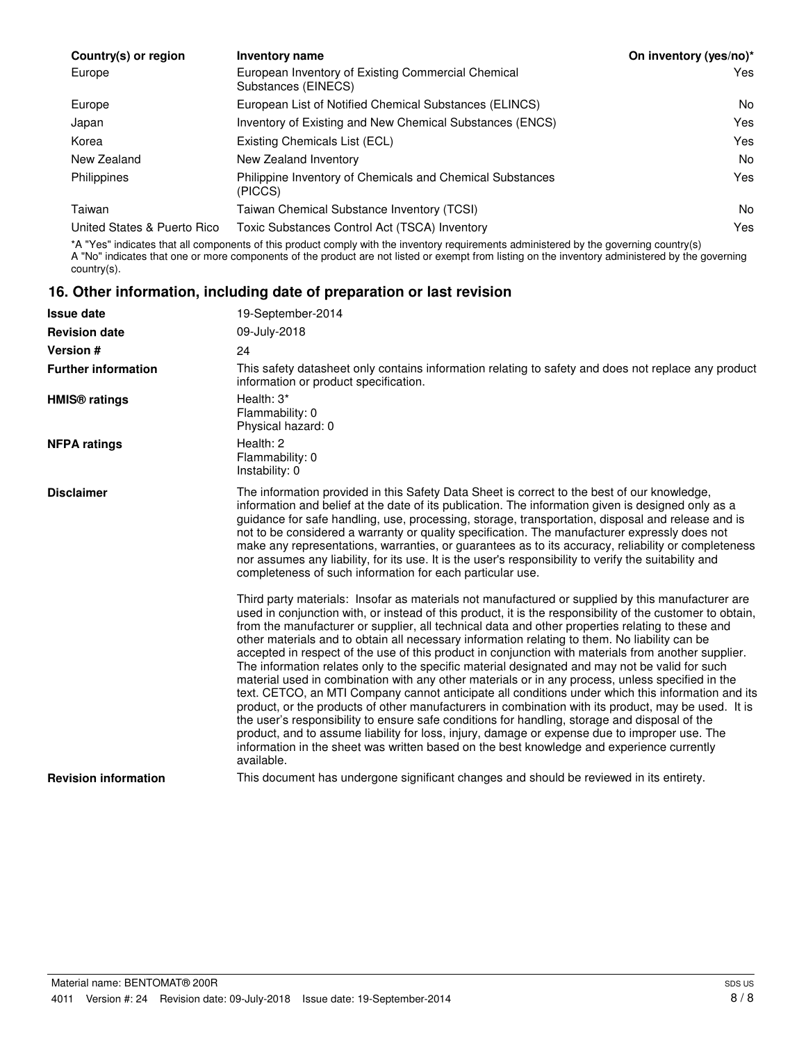| Country(s) or region | Inventory name | On inventory (yes/no)* |
|---|---|---|
| Europe | European Inventory of Existing Commercial Chemical Substances (EINECS) | Yes |
| Europe | European List of Notified Chemical Substances (ELINCS) | No |
| Japan | Inventory of Existing and New Chemical Substances (ENCS) | Yes |
| Korea | Existing Chemicals List (ECL) | Yes |
| New Zealand | New Zealand Inventory | No |
| Philippines | Philippine Inventory of Chemicals and Chemical Substances (PICCS) | Yes |
| Taiwan | Taiwan Chemical Substance Inventory (TCSI) | No |
| United States & Puerto Rico | Toxic Substances Control Act (TSCA) Inventory | Yes |

*A "Yes" indicates that all components of this product comply with the inventory requirements administered by the governing country(s)
A "No" indicates that one or more components of the product are not listed or exempt from listing on the inventory administered by the governing country(s).

## 16. Other information, including date of preparation or last revision

**Issue date** 19-September-2014

**Revision date** 09-July-2018

**Version #** 24

**Further information** This safety datasheet only contains information relating to safety and does not replace any product information or product specification.

**HMIS® ratings**
Health: 3*
Flammability: 0
Physical hazard: 0

**NFPA ratings**
Health: 2
Flammability: 0
Instability: 0

**Disclaimer** The information provided in this Safety Data Sheet is correct to the best of our knowledge, information and belief at the date of its publication. The information given is designed only as a guidance for safe handling, use, processing, storage, transportation, disposal and release and is not to be considered a warranty or quality specification. The manufacturer expressly does not make any representations, warranties, or guarantees as to its accuracy, reliability or completeness nor assumes any liability, for its use. It is the user's responsibility to verify the suitability and completeness of such information for each particular use.

Third party materials: Insofar as materials not manufactured or supplied by this manufacturer are used in conjunction with, or instead of this product, it is the responsibility of the customer to obtain, from the manufacturer or supplier, all technical data and other properties relating to these and other materials and to obtain all necessary information relating to them. No liability can be accepted in respect of the use of this product in conjunction with materials from another supplier. The information relates only to the specific material designated and may not be valid for such material used in combination with any other materials or in any process, unless specified in the text. CETCO, an MTI Company cannot anticipate all conditions under which this information and its product, or the products of other manufacturers in combination with its product, may be used. It is the user's responsibility to ensure safe conditions for handling, storage and disposal of the product, and to assume liability for loss, injury, damage or expense due to improper use. The information in the sheet was written based on the best knowledge and experience currently available.

**Revision information** This document has undergone significant changes and should be reviewed in its entirety.